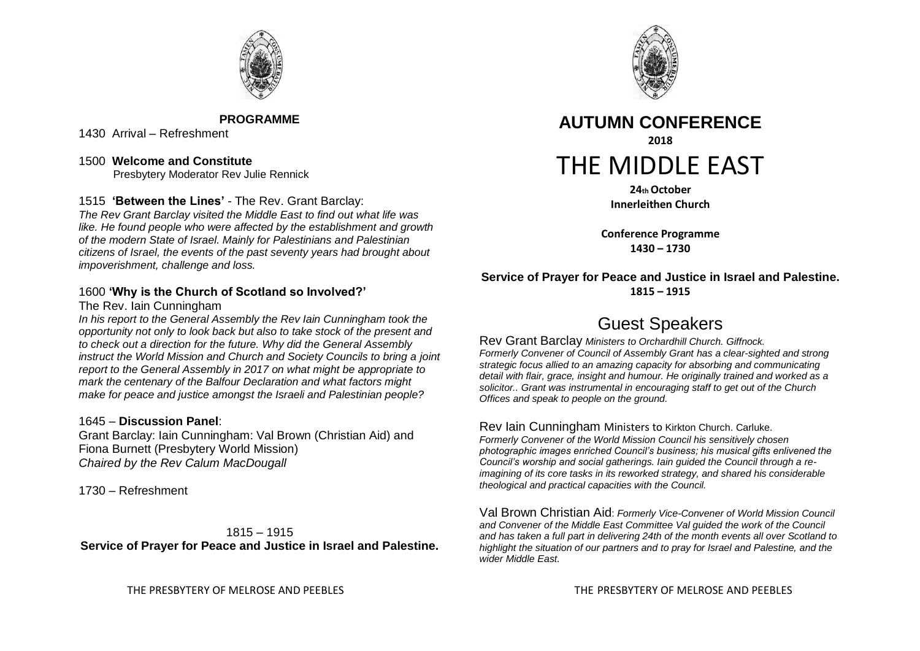## PROGRAMME

1430 Arrival – Refreshment

1500 **Welcome and Constitute**
Presbytery Moderator Rev Julie Rennick

1515 **'Between the Lines'** - The Rev. Grant Barclay:
*The Rev Grant Barclay visited the Middle East to find out what life was like. He found people who were affected by the establishment and growth of the modern State of Israel. Mainly for Palestinians and Palestinian citizens of Israel, the events of the past seventy years had brought about impoverishment, challenge and loss.*

1600 **'Why is the Church of Scotland so Involved?'**
The Rev. Iain Cunningham
*In his report to the General Assembly the Rev Iain Cunningham took the opportunity not only to look back but also to take stock of the present and to check out a direction for the future. Why did the General Assembly instruct the World Mission and Church and Society Councils to bring a joint report to the General Assembly in 2017 on what might be appropriate to mark the centenary of the Balfour Declaration and what factors might make for peace and justice amongst the Israeli and Palestinian people?*

1645 – **Discussion Panel**:
Grant Barclay: Iain Cunningham: Val Brown (Christian Aid) and Fiona Burnett (Presbytery World Mission)
*Chaired by the Rev Calum MacDougall*

1730 – Refreshment

1815 – 1915
**Service of Prayer for Peace and Justice in Israel and Palestine.**

THE PRESBYTERY OF MELROSE AND PEEBLES

# AUTUMN CONFERENCE

**2018**

# THE MIDDLE EAST

**24th October**
**Innerleithen Church**

**Conference Programme**
**1430 – 1730**

**Service of Prayer for Peace and Justice in Israel and Palestine.**
**1815 – 1915**

## Guest Speakers

Rev Grant Barclay *Ministers to Orchardhill Church. Giffnock.*
*Formerly Convener of Council of Assembly Grant has a clear-sighted and strong strategic focus allied to an amazing capacity for absorbing and communicating detail with flair, grace, insight and humour. He originally trained and worked as a solicitor.. Grant was instrumental in encouraging staff to get out of the Church Offices and speak to people on the ground.*

Rev Iain Cunningham Ministers to Kirkton Church. Carluke.
*Formerly Convener of the World Mission Council his sensitively chosen photographic images enriched Council's business; his musical gifts enlivened the Council's worship and social gatherings. Iain guided the Council through a re-imagining of its core tasks in its reworked strategy, and shared his considerable theological and practical capacities with the Council.*

Val Brown Christian Aid: *Formerly Vice-Convener of World Mission Council and Convener of the Middle East Committee Val guided the work of the Council and has taken a full part in delivering 24th of the month events all over Scotland to highlight the situation of our partners and to pray for Israel and Palestine, and the wider Middle East.*

THE PRESBYTERY OF MELROSE AND PEEBLES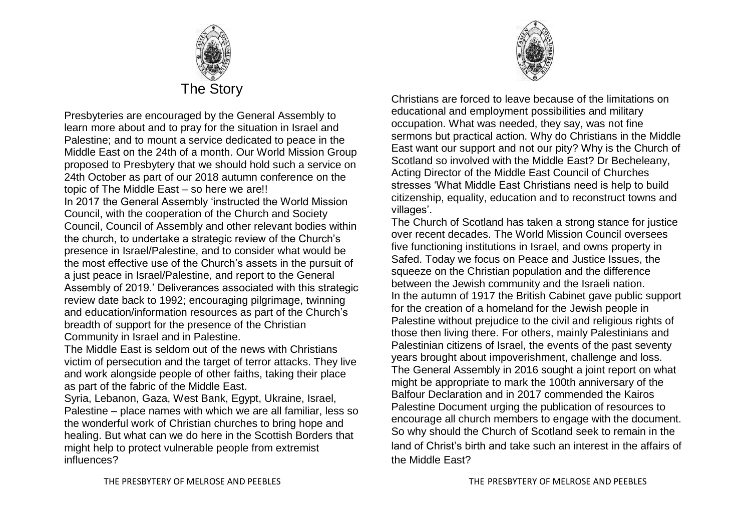# The Story

Presbyteries are encouraged by the General Assembly to learn more about and to pray for the situation in Israel and Palestine; and to mount a service dedicated to peace in the Middle East on the 24th of a month. Our World Mission Group proposed to Presbytery that we should hold such a service on 24th October as part of our 2018 autumn conference on the topic of The Middle East – so here we are!!

In 2017 the General Assembly 'instructed the World Mission Council, with the cooperation of the Church and Society Council, Council of Assembly and other relevant bodies within the church, to undertake a strategic review of the Church's presence in Israel/Palestine, and to consider what would be the most effective use of the Church's assets in the pursuit of a just peace in Israel/Palestine, and report to the General Assembly of 2019.' Deliverances associated with this strategic review date back to 1992; encouraging pilgrimage, twinning and education/information resources as part of the Church's breadth of support for the presence of the Christian Community in Israel and in Palestine.

The Middle East is seldom out of the news with Christians victim of persecution and the target of terror attacks. They live and work alongside people of other faiths, taking their place as part of the fabric of the Middle East.

Syria, Lebanon, Gaza, West Bank, Egypt, Ukraine, Israel, Palestine – place names with which we are all familiar, less so the wonderful work of Christian churches to bring hope and healing. But what can we do here in the Scottish Borders that might help to protect vulnerable people from extremist influences?

Christians are forced to leave because of the limitations on educational and employment possibilities and military occupation. What was needed, they say, was not fine sermons but practical action. Why do Christians in the Middle East want our support and not our pity? Why is the Church of Scotland so involved with the Middle East? Dr Becheleany, Acting Director of the Middle East Council of Churches stresses 'What Middle East Christians need is help to build citizenship, equality, education and to reconstruct towns and villages'.

The Church of Scotland has taken a strong stance for justice over recent decades. The World Mission Council oversees five functioning institutions in Israel, and owns property in Safed. Today we focus on Peace and Justice Issues, the squeeze on the Christian population and the difference between the Jewish community and the Israeli nation.

In the autumn of 1917 the British Cabinet gave public support for the creation of a homeland for the Jewish people in Palestine without prejudice to the civil and religious rights of those then living there. For others, mainly Palestinians and Palestinian citizens of Israel, the events of the past seventy years brought about impoverishment, challenge and loss.

The General Assembly in 2016 sought a joint report on what might be appropriate to mark the 100th anniversary of the Balfour Declaration and in 2017 commended the Kairos Palestine Document urging the publication of resources to encourage all church members to engage with the document.

So why should the Church of Scotland seek to remain in the land of Christ's birth and take such an interest in the affairs of the Middle East?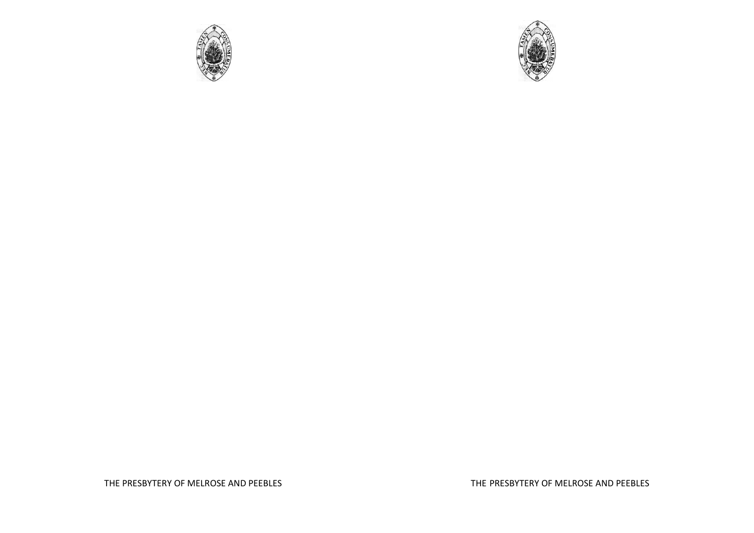THE PRESBYTERY OF MELROSE AND PEEBLES

THE PRESBYTERY OF MELROSE AND PEEBLES